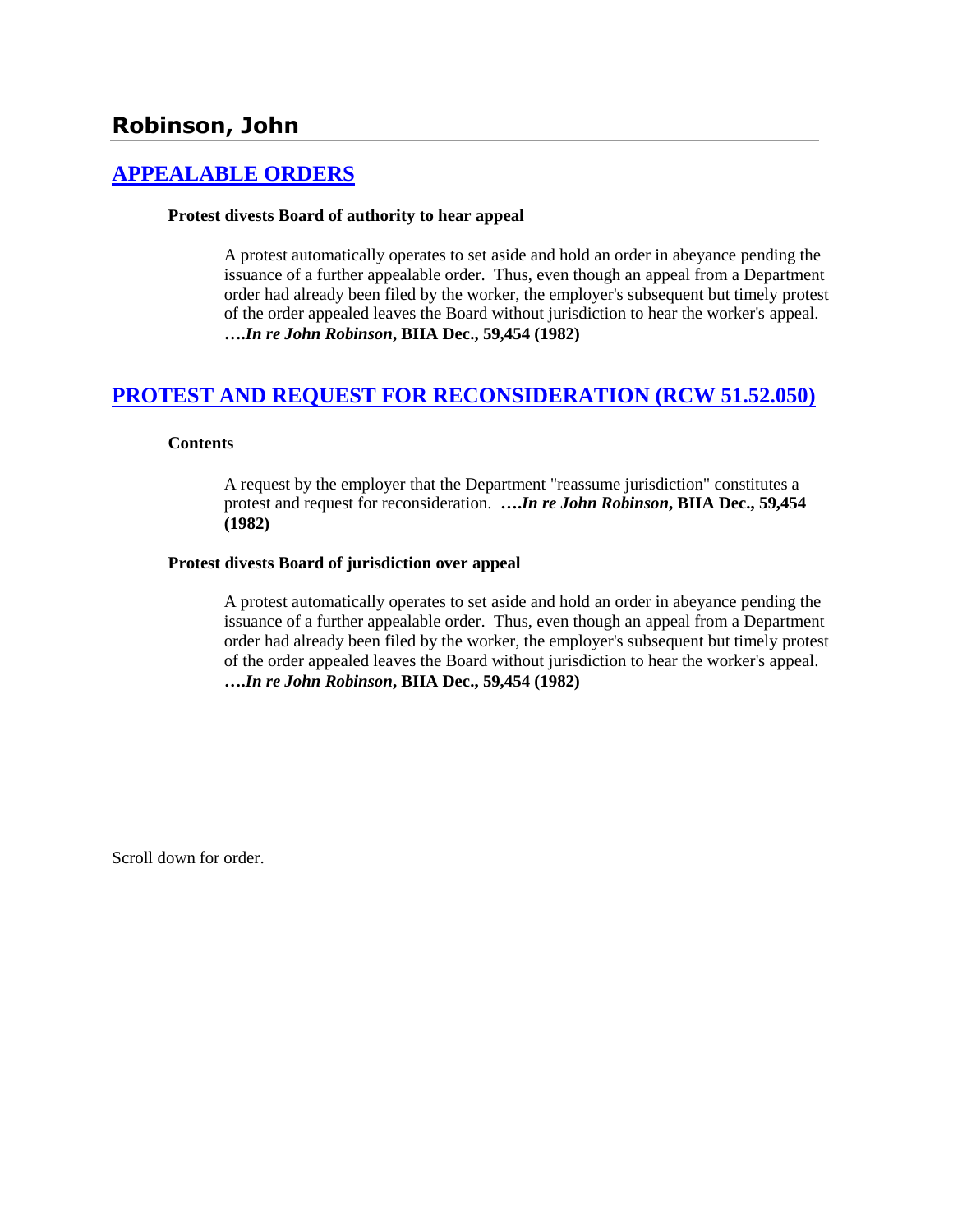# Robinson, John

## [APPEALABLE ORDERS]

**Protest divests Board of authority to hear appeal**

A protest automatically operates to set aside and hold an order in abeyance pending the issuance of a further appealable order. Thus, even though an appeal from a Department order had already been filed by the worker, the employer's subsequent but timely protest of the order appealed leaves the Board without jurisdiction to hear the worker's appeal. ***….In re John Robinson*, BIIA Dec., 59,454 (1982)**

## [PROTEST AND REQUEST FOR RECONSIDERATION (RCW 51.52.050)]

**Contents**

A request by the employer that the Department "reassume jurisdiction" constitutes a protest and request for reconsideration. ***….In re John Robinson*, BIIA Dec., 59,454 (1982)**

**Protest divests Board of jurisdiction over appeal**

A protest automatically operates to set aside and hold an order in abeyance pending the issuance of a further appealable order. Thus, even though an appeal from a Department order had already been filed by the worker, the employer's subsequent but timely protest of the order appealed leaves the Board without jurisdiction to hear the worker's appeal. ***….In re John Robinson*, BIIA Dec., 59,454 (1982)**

Scroll down for order.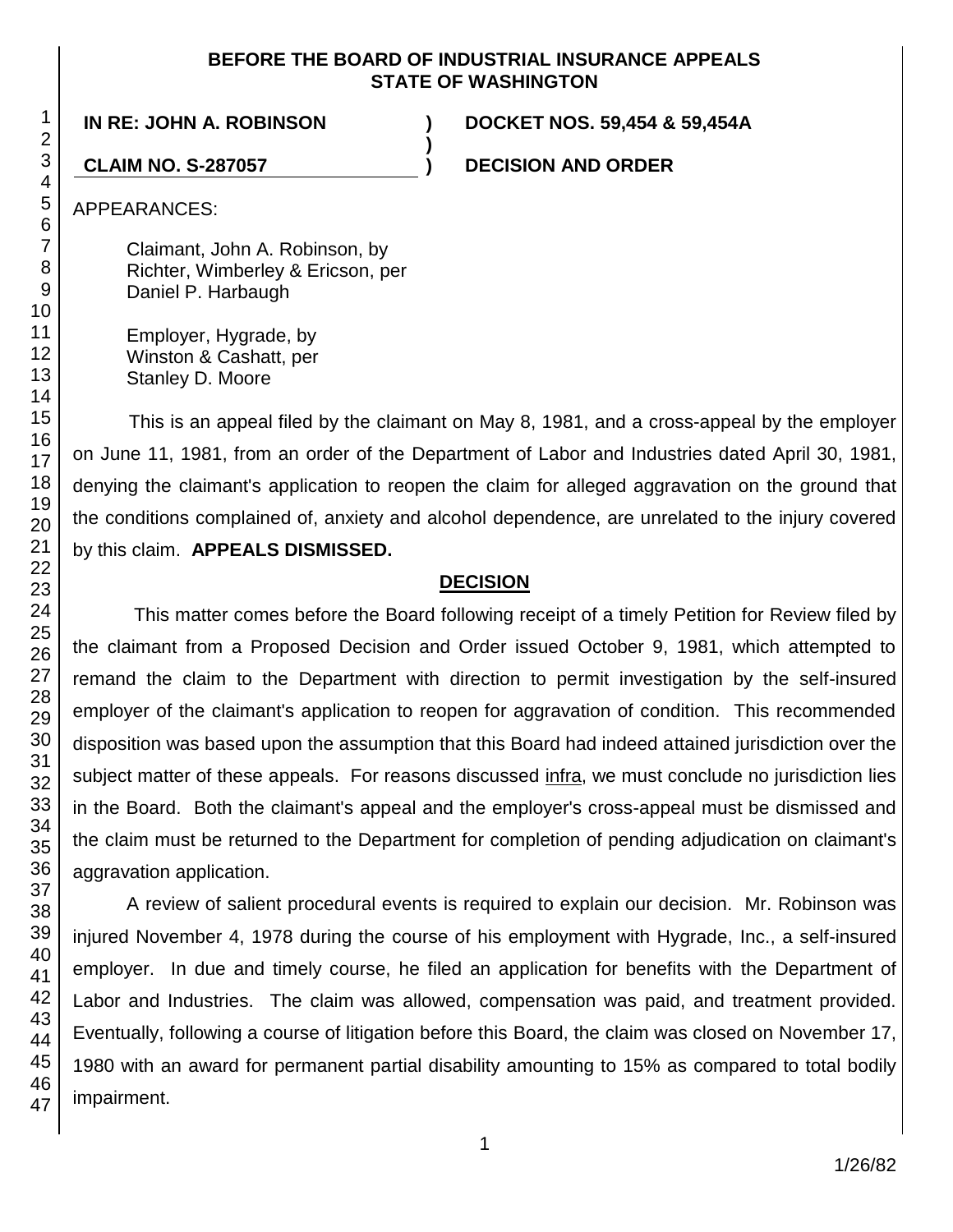**BEFORE THE BOARD OF INDUSTRIAL INSURANCE APPEALS STATE OF WASHINGTON**

**IN RE: JOHN A. ROBINSON** ) **DOCKET NOS. 59,454 & 59,454A**
)
**CLAIM NO. S-287057** ) **DECISION AND ORDER**

APPEARANCES:

Claimant, John A. Robinson, by
Richter, Wimberley & Ericson, per
Daniel P. Harbaugh

Employer, Hygrade, by
Winston & Cashatt, per
Stanley D. Moore

This is an appeal filed by the claimant on May 8, 1981, and a cross-appeal by the employer on June 11, 1981, from an order of the Department of Labor and Industries dated April 30, 1981, denying the claimant's application to reopen the claim for alleged aggravation on the ground that the conditions complained of, anxiety and alcohol dependence, are unrelated to the injury covered by this claim. **APPEALS DISMISSED.**

## **DECISION**

This matter comes before the Board following receipt of a timely Petition for Review filed by the claimant from a Proposed Decision and Order issued October 9, 1981, which attempted to remand the claim to the Department with direction to permit investigation by the self-insured employer of the claimant's application to reopen for aggravation of condition. This recommended disposition was based upon the assumption that this Board had indeed attained jurisdiction over the subject matter of these appeals. For reasons discussed infra, we must conclude no jurisdiction lies in the Board. Both the claimant's appeal and the employer's cross-appeal must be dismissed and the claim must be returned to the Department for completion of pending adjudication on claimant's aggravation application.

A review of salient procedural events is required to explain our decision. Mr. Robinson was injured November 4, 1978 during the course of his employment with Hygrade, Inc., a self-insured employer. In due and timely course, he filed an application for benefits with the Department of Labor and Industries. The claim was allowed, compensation was paid, and treatment provided. Eventually, following a course of litigation before this Board, the claim was closed on November 17, 1980 with an award for permanent partial disability amounting to 15% as compared to total bodily impairment.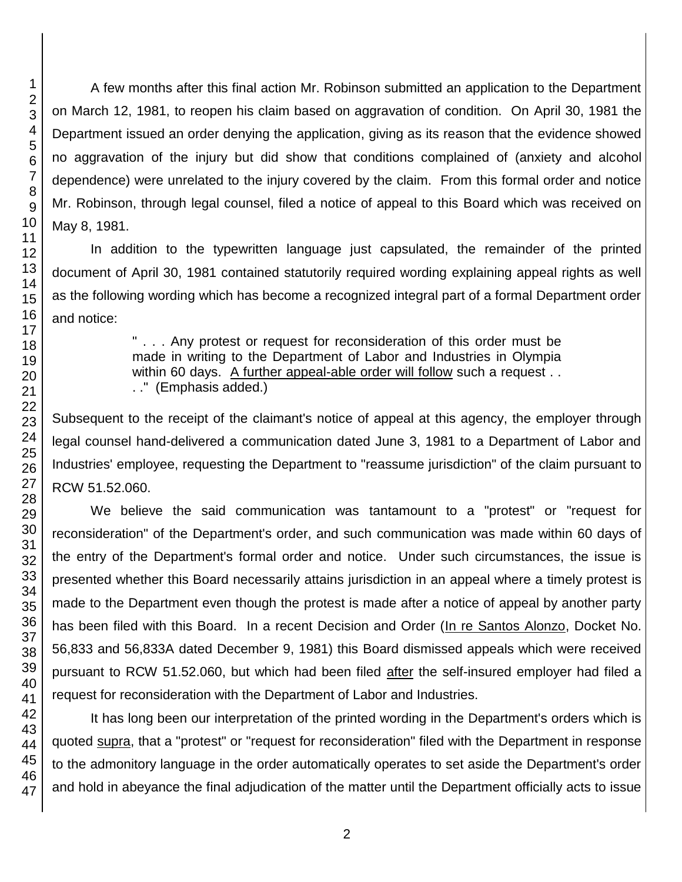A few months after this final action Mr. Robinson submitted an application to the Department on March 12, 1981, to reopen his claim based on aggravation of condition. On April 30, 1981 the Department issued an order denying the application, giving as its reason that the evidence showed no aggravation of the injury but did show that conditions complained of (anxiety and alcohol dependence) were unrelated to the injury covered by the claim. From this formal order and notice Mr. Robinson, through legal counsel, filed a notice of appeal to this Board which was received on May 8, 1981.

In addition to the typewritten language just capsulated, the remainder of the printed document of April 30, 1981 contained statutorily required wording explaining appeal rights as well as the following wording which has become a recognized integral part of a formal Department order and notice:

> " . . . Any protest or request for reconsideration of this order must be made in writing to the Department of Labor and Industries in Olympia within 60 days. <u>A further appeal-able order will follow</u> such a request . . . ." (Emphasis added.)

Subsequent to the receipt of the claimant's notice of appeal at this agency, the employer through legal counsel hand-delivered a communication dated June 3, 1981 to a Department of Labor and Industries' employee, requesting the Department to "reassume jurisdiction" of the claim pursuant to RCW 51.52.060.

We believe the said communication was tantamount to a "protest" or "request for reconsideration" of the Department's order, and such communication was made within 60 days of the entry of the Department's formal order and notice. Under such circumstances, the issue is presented whether this Board necessarily attains jurisdiction in an appeal where a timely protest is made to the Department even though the protest is made after a notice of appeal by another party has been filed with this Board. In a recent Decision and Order (<u>In re Santos Alonzo</u>, Docket No. 56,833 and 56,833A dated December 9, 1981) this Board dismissed appeals which were received pursuant to RCW 51.52.060, but which had been filed <u>after</u> the self-insured employer had filed a request for reconsideration with the Department of Labor and Industries.

It has long been our interpretation of the printed wording in the Department's orders which is quoted <u>supra</u>, that a "protest" or "request for reconsideration" filed with the Department in response to the admonitory language in the order automatically operates to set aside the Department's order and hold in abeyance the final adjudication of the matter until the Department officially acts to issue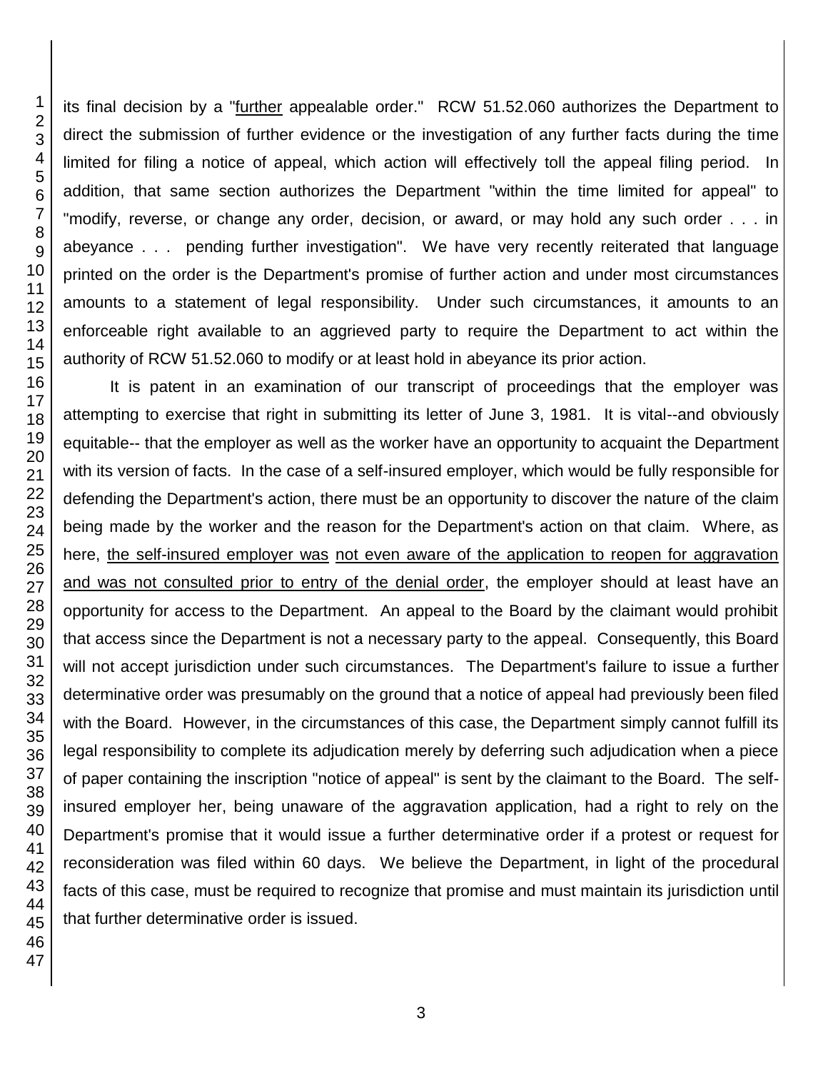its final decision by a "<u>further</u> appealable order." RCW 51.52.060 authorizes the Department to direct the submission of further evidence or the investigation of any further facts during the time limited for filing a notice of appeal, which action will effectively toll the appeal filing period. In addition, that same section authorizes the Department "within the time limited for appeal" to "modify, reverse, or change any order, decision, or award, or may hold any such order . . . in abeyance . . . pending further investigation". We have very recently reiterated that language printed on the order is the Department's promise of further action and under most circumstances amounts to a statement of legal responsibility. Under such circumstances, it amounts to an enforceable right available to an aggrieved party to require the Department to act within the authority of RCW 51.52.060 to modify or at least hold in abeyance its prior action.

It is patent in an examination of our transcript of proceedings that the employer was attempting to exercise that right in submitting its letter of June 3, 1981. It is vital--and obviously equitable-- that the employer as well as the worker have an opportunity to acquaint the Department with its version of facts. In the case of a self-insured employer, which would be fully responsible for defending the Department's action, there must be an opportunity to discover the nature of the claim being made by the worker and the reason for the Department's action on that claim. Where, as here, <u>the self-insured employer was</u> <u>not even aware of the application to reopen for aggravation and was not consulted prior to entry of the denial order</u>, the employer should at least have an opportunity for access to the Department. An appeal to the Board by the claimant would prohibit that access since the Department is not a necessary party to the appeal. Consequently, this Board will not accept jurisdiction under such circumstances. The Department's failure to issue a further determinative order was presumably on the ground that a notice of appeal had previously been filed with the Board. However, in the circumstances of this case, the Department simply cannot fulfill its legal responsibility to complete its adjudication merely by deferring such adjudication when a piece of paper containing the inscription "notice of appeal" is sent by the claimant to the Board. The self-insured employer her, being unaware of the aggravation application, had a right to rely on the Department's promise that it would issue a further determinative order if a protest or request for reconsideration was filed within 60 days. We believe the Department, in light of the procedural facts of this case, must be required to recognize that promise and must maintain its jurisdiction until that further determinative order is issued.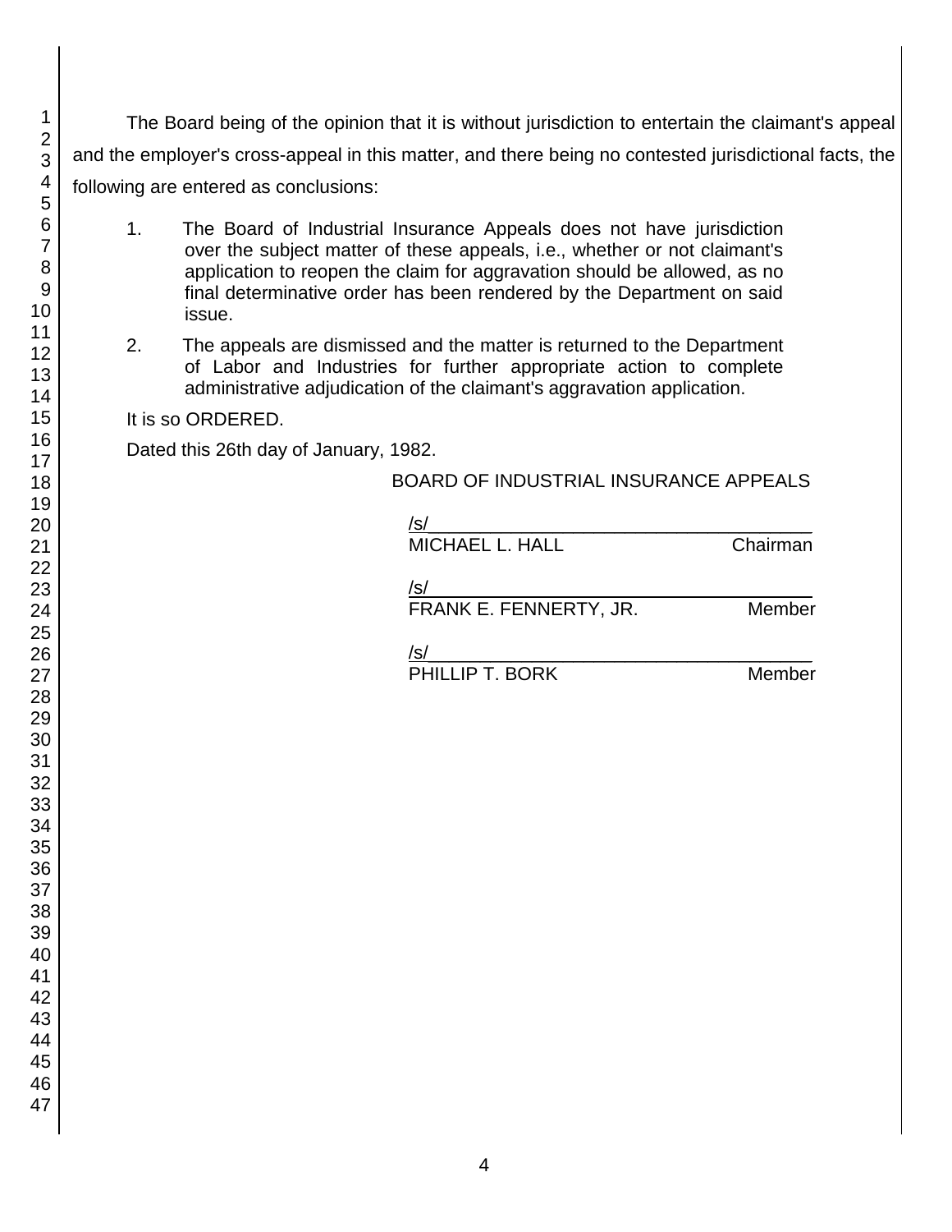The Board being of the opinion that it is without jurisdiction to entertain the claimant's appeal and the employer's cross-appeal in this matter, and there being no contested jurisdictional facts, the following are entered as conclusions:

1. The Board of Industrial Insurance Appeals does not have jurisdiction over the subject matter of these appeals, i.e., whether or not claimant's application to reopen the claim for aggravation should be allowed, as no final determinative order has been rendered by the Department on said issue.

2. The appeals are dismissed and the matter is returned to the Department of Labor and Industries for further appropriate action to complete administrative adjudication of the claimant's aggravation application.

It is so ORDERED.

Dated this 26th day of January, 1982.

BOARD OF INDUSTRIAL INSURANCE APPEALS

/s/
MICHAEL L. HALL, Chairman

/s/
FRANK E. FENNERTY, JR., Member

/s/
PHILLIP T. BORK, Member